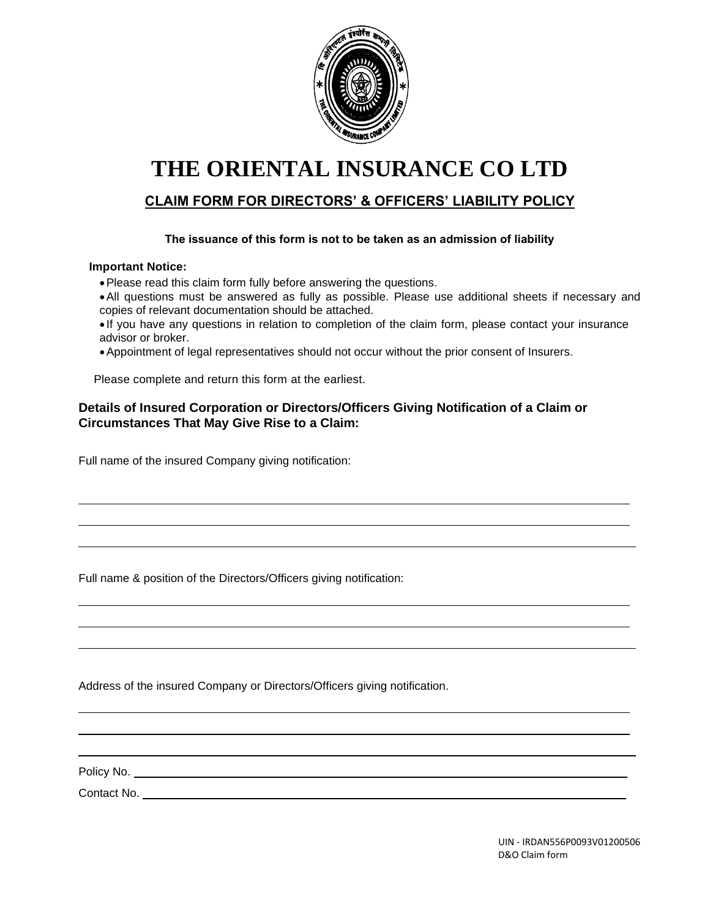# THE ORIENTAL INSURANCE CO LTD

## CLAIM FORM FOR DIRECTORS' & OFFICERS' LIABILITY POLICY

**The issuance of this form is not to be taken as an admission of liability**

**Important Notice:**

- Please read this claim form fully before answering the questions.
- All questions must be answered as fully as possible. Please use additional sheets if necessary and copies of relevant documentation should be attached.
- If you have any questions in relation to completion of the claim form, please contact your insurance advisor or broker.
- Appointment of legal representatives should not occur without the prior consent of Insurers.

Please complete and return this form at the earliest.

### Details of Insured Corporation or Directors/Officers Giving Notification of a Claim or Circumstances That May Give Rise to a Claim:

Full name of the insured Company giving notification:

______________________________________________________________________

______________________________________________________________________

______________________________________________________________________

Full name & position of the Directors/Officers giving notification:

______________________________________________________________________

______________________________________________________________________

______________________________________________________________________

Address of the insured Company or Directors/Officers giving notification.

______________________________________________________________________

______________________________________________________________________

______________________________________________________________________

Policy No. ____________________________________________________________

Contact No. ___________________________________________________________

UIN - IRDAN556P0093V01200506
D&O Claim form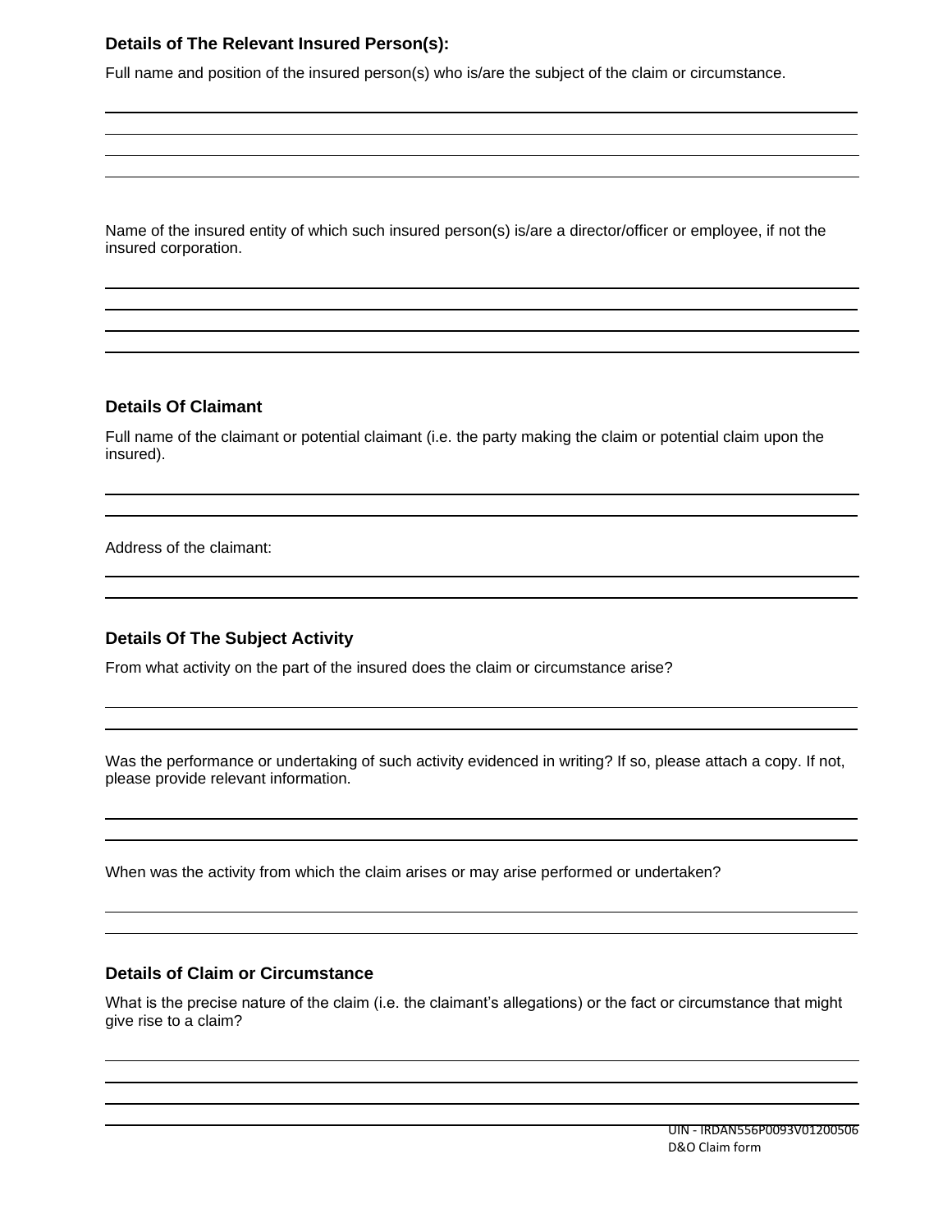### Details of The Relevant Insured Person(s):

Full name and position of the insured person(s) who is/are the subject of the claim or circumstance.

Name of the insured entity of which such insured person(s) is/are a director/officer or employee, if not the insured corporation.

### Details Of Claimant

Full name of the claimant or potential claimant (i.e. the party making the claim or potential claim upon the insured).

Address of the claimant:

### Details Of The Subject Activity

From what activity on the part of the insured does the claim or circumstance arise?

Was the performance or undertaking of such activity evidenced in writing? If so, please attach a copy. If not, please provide relevant information.

When was the activity from which the claim arises or may arise performed or undertaken?

### Details of Claim or Circumstance

What is the precise nature of the claim (i.e. the claimant's allegations) or the fact or circumstance that might give rise to a claim?

UIN - IRDAN556P0093V01200506
D&O Claim form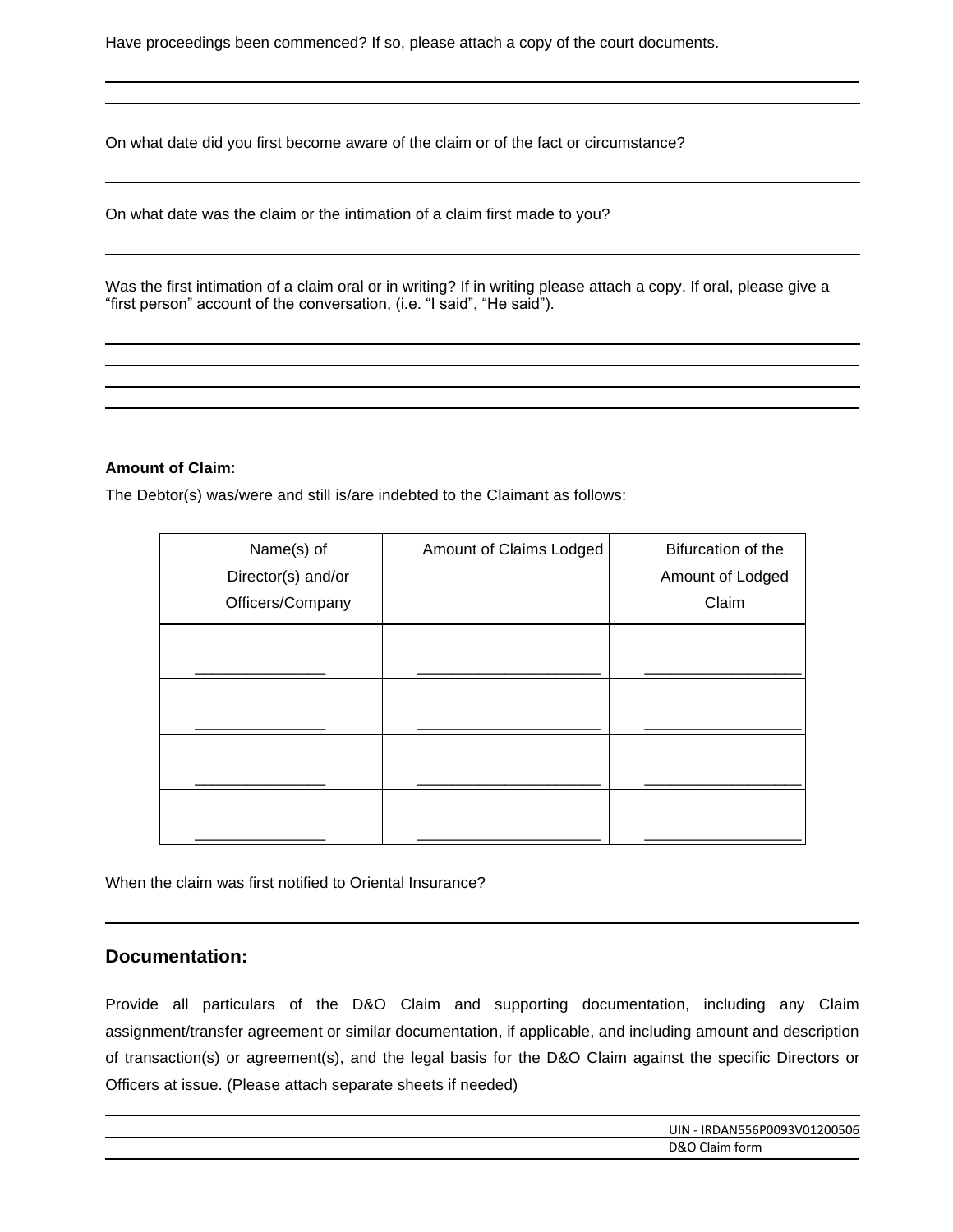Have proceedings been commenced? If so, please attach a copy of the court documents.

On what date did you first become aware of the claim or of the fact or circumstance?

On what date was the claim or the intimation of a claim first made to you?

Was the first intimation of a claim oral or in writing? If in writing please attach a copy. If oral, please give a "first person" account of the conversation, (i.e. "I said", "He said").

**Amount of Claim**:

The Debtor(s) was/were and still is/are indebted to the Claimant as follows:

| Name(s) of Director(s) and/or Officers/Company | Amount of Claims Lodged | Bifurcation of the Amount of Lodged Claim |
|---|---|---|
| ______________ | ____________________ | ________________ |
| ______________ | ____________________ | ________________ |
| ______________ | ____________________ | ________________ |
| ______________ | ____________________ | ________________ |

When the claim was first notified to Oriental Insurance?

## Documentation:

Provide all particulars of the D&O Claim and supporting documentation, including any Claim assignment/transfer agreement or similar documentation, if applicable, and including amount and description of transaction(s) or agreement(s), and the legal basis for the D&O Claim against the specific Directors or Officers at issue. (Please attach separate sheets if needed)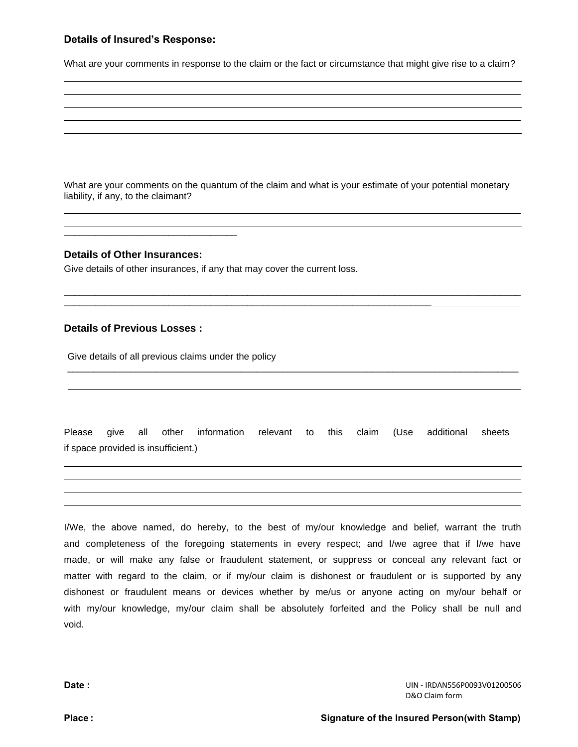**Details of Insured's Response:**

What are your comments in response to the claim or the fact or circumstance that might give rise to a claim?

What are your comments on the quantum of the claim and what is your estimate of your potential monetary liability, if any, to the claimant?

**Details of Other Insurances:**

Give details of other insurances, if any that may cover the current loss.

**Details of Previous Losses :**

Give details of all previous claims under the policy

Please give all other information relevant to this claim (Use additional sheets if space provided is insufficient.)

I/We, the above named, do hereby, to the best of my/our knowledge and belief, warrant the truth and completeness of the foregoing statements in every respect; and I/we agree that if I/we have made, or will make any false or fraudulent statement, or suppress or conceal any relevant fact or matter with regard to the claim, or if my/our claim is dishonest or fraudulent or is supported by any dishonest or fraudulent means or devices whether by me/us or anyone acting on my/our behalf or with my/our knowledge, my/our claim shall be absolutely forfeited and the Policy shall be null and void.

**Date :**

UIN - IRDAN556P0093V01200506
D&O Claim form

**Place :**

**Signature of the Insured Person(with Stamp)**